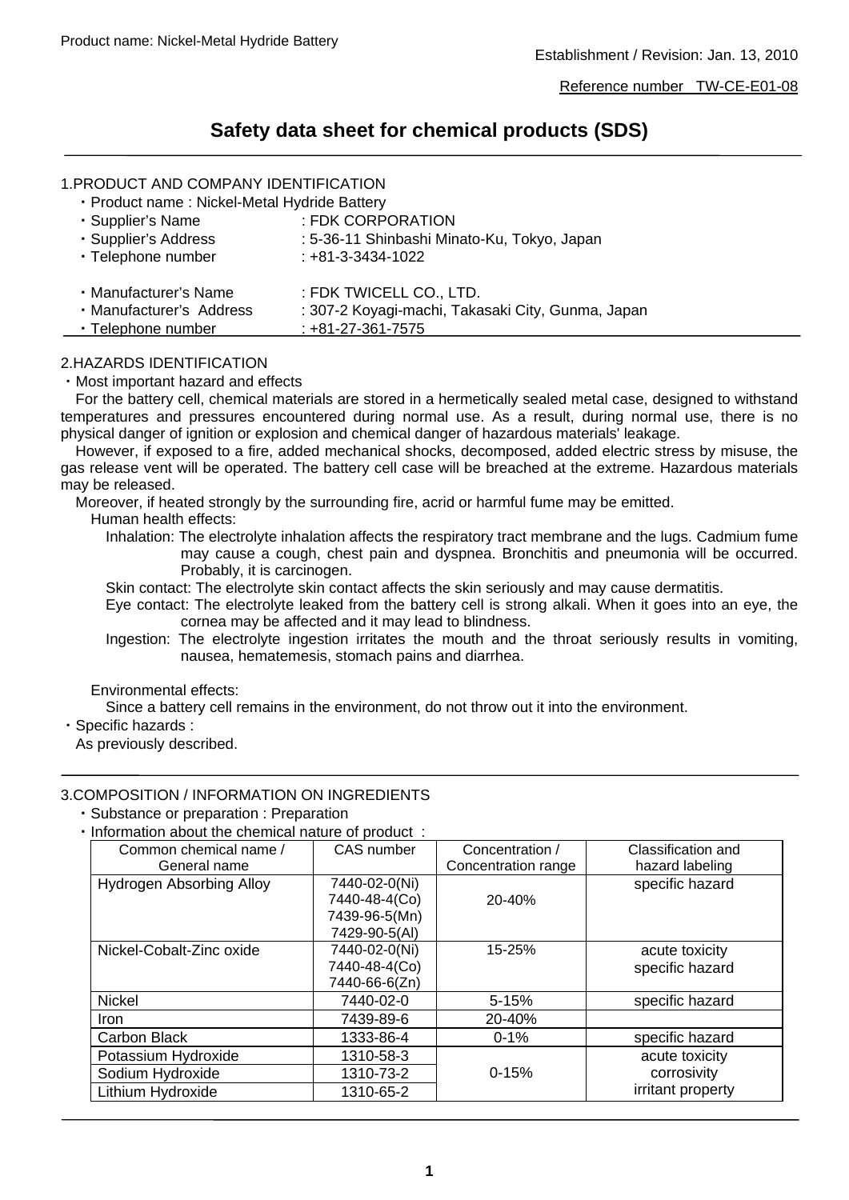Establishment / Revision: Jan. 13, 2010

Reference number TW-CE-E01-08

# Safety data sheet for chemical products (SDS)

## 1.PRODUCT AND COMPANY IDENTIFICATION

- Product name : Nickel-Metal Hydride Battery
- Supplier's Name : FDK CORPORATION
- Supplier's Address : 5-36-11 Shinbashi Minato-Ku, Tokyo, Japan
- Telephone number : +81-3-3434-1022

- Manufacturer's Name : FDK TWICELL CO., LTD.
- Manufacturer's Address : 307-2 Koyagi-machi, Takasaki City, Gunma, Japan
- Telephone number : +81-27-361-7575

## 2.HAZARDS IDENTIFICATION

- Most important hazard and effects

For the battery cell, chemical materials are stored in a hermetically sealed metal case, designed to withstand temperatures and pressures encountered during normal use. As a result, during normal use, there is no physical danger of ignition or explosion and chemical danger of hazardous materials' leakage.

However, if exposed to a fire, added mechanical shocks, decomposed, added electric stress by misuse, the gas release vent will be operated. The battery cell case will be breached at the extreme. Hazardous materials may be released.

Moreover, if heated strongly by the surrounding fire, acrid or harmful fume may be emitted.

Human health effects:

Inhalation: The electrolyte inhalation affects the respiratory tract membrane and the lugs. Cadmium fume may cause a cough, chest pain and dyspnea. Bronchitis and pneumonia will be occurred. Probably, it is carcinogen.

Skin contact: The electrolyte skin contact affects the skin seriously and may cause dermatitis.

Eye contact: The electrolyte leaked from the battery cell is strong alkali. When it goes into an eye, the cornea may be affected and it may lead to blindness.

Ingestion: The electrolyte ingestion irritates the mouth and the throat seriously results in vomiting, nausea, hematemesis, stomach pains and diarrhea.

Environmental effects:

Since a battery cell remains in the environment, do not throw out it into the environment.

- Specific hazards :

As previously described.

## 3.COMPOSITION / INFORMATION ON INGREDIENTS

- Substance or preparation : Preparation
- Information about the chemical nature of product :

| Common chemical name / General name | CAS number | Concentration / Concentration range | Classification and hazard labeling |
|---|---|---|---|
| Hydrogen Absorbing Alloy | 7440-02-0(Ni) 7440-48-4(Co) 7439-96-5(Mn) 7429-90-5(Al) | 20-40% | specific hazard |
| Nickel-Cobalt-Zinc oxide | 7440-02-0(Ni) 7440-48-4(Co) 7440-66-6(Zn) | 15-25% | acute toxicity specific hazard |
| Nickel | 7440-02-0 | 5-15% | specific hazard |
| Iron | 7439-89-6 | 20-40% | |
| Carbon Black | 1333-86-4 | 0-1% | specific hazard |
| Potassium Hydroxide | 1310-58-3 | 0-15% | acute toxicity corrosivity irritant property |
| Sodium Hydroxide | 1310-73-2 | | |
| Lithium Hydroxide | 1310-65-2 | | |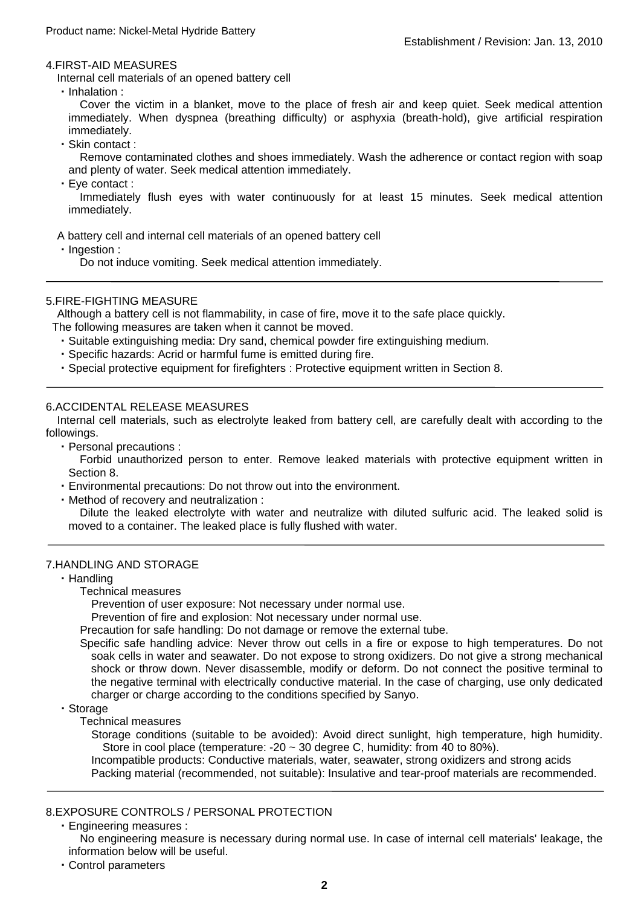## 4.FIRST-AID MEASURES

Internal cell materials of an opened battery cell

- Inhalation :

  Cover the victim in a blanket, move to the place of fresh air and keep quiet. Seek medical attention immediately. When dyspnea (breathing difficulty) or asphyxia (breath-hold), give artificial respiration immediately.

- Skin contact :

  Remove contaminated clothes and shoes immediately. Wash the adherence or contact region with soap and plenty of water. Seek medical attention immediately.

- Eye contact :

  Immediately flush eyes with water continuously for at least 15 minutes. Seek medical attention immediately.

A battery cell and internal cell materials of an opened battery cell

- Ingestion :

  Do not induce vomiting. Seek medical attention immediately.

## 5.FIRE-FIGHTING MEASURE

Although a battery cell is not flammability, in case of fire, move it to the safe place quickly.
The following measures are taken when it cannot be moved.

- Suitable extinguishing media: Dry sand, chemical powder fire extinguishing medium.
- Specific hazards: Acrid or harmful fume is emitted during fire.
- Special protective equipment for firefighters : Protective equipment written in Section 8.

## 6.ACCIDENTAL RELEASE MEASURES

Internal cell materials, such as electrolyte leaked from battery cell, are carefully dealt with according to the followings.

- Personal precautions :

  Forbid unauthorized person to enter. Remove leaked materials with protective equipment written in Section 8.

- Environmental precautions: Do not throw out into the environment.
- Method of recovery and neutralization :

  Dilute the leaked electrolyte with water and neutralize with diluted sulfuric acid. The leaked solid is moved to a container. The leaked place is fully flushed with water.

## 7.HANDLING AND STORAGE

- Handling

  Technical measures

  Prevention of user exposure: Not necessary under normal use.

  Prevention of fire and explosion: Not necessary under normal use.

  Precaution for safe handling: Do not damage or remove the external tube.

  Specific safe handling advice: Never throw out cells in a fire or expose to high temperatures. Do not soak cells in water and seawater. Do not expose to strong oxidizers. Do not give a strong mechanical shock or throw down. Never disassemble, modify or deform. Do not connect the positive terminal to the negative terminal with electrically conductive material. In the case of charging, use only dedicated charger or charge according to the conditions specified by Sanyo.

- Storage

  Technical measures

  Storage conditions (suitable to be avoided): Avoid direct sunlight, high temperature, high humidity. Store in cool place (temperature: -20 ~ 30 degree C, humidity: from 40 to 80%).

  Incompatible products: Conductive materials, water, seawater, strong oxidizers and strong acids

  Packing material (recommended, not suitable): Insulative and tear-proof materials are recommended.

## 8.EXPOSURE CONTROLS / PERSONAL PROTECTION

- Engineering measures :

  No engineering measure is necessary during normal use. In case of internal cell materials' leakage, the information below will be useful.

- Control parameters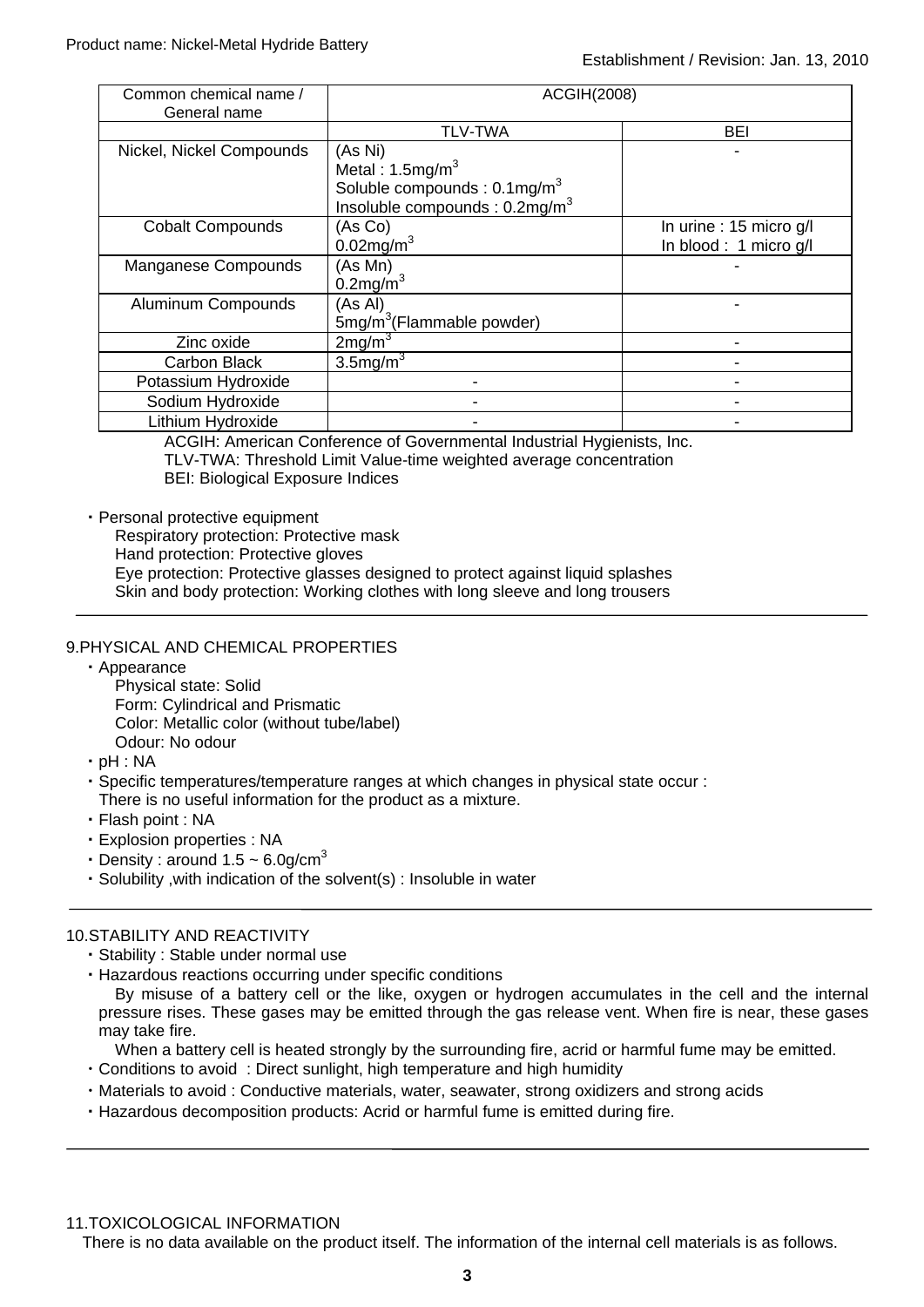| Common chemical name / General name | ACGIH(2008) | |
|---|---|---|
| | TLV-TWA | BEI |
| Nickel, Nickel Compounds | (As Ni)<br>Metal : 1.5mg/m$^3$<br>Soluble compounds : 0.1mg/m$^3$<br>Insoluble compounds : 0.2mg/m$^3$ | - |
| Cobalt Compounds | (As Co)<br>0.02mg/m$^3$ | In urine : 15 micro g/l<br>In blood : 1 micro g/l |
| Manganese Compounds | (As Mn)<br>0.2mg/m$^3$ | - |
| Aluminum Compounds | (As Al)<br>5mg/m$^3$(Flammable powder) | - |
| Zinc oxide | 2mg/m$^3$ | - |
| Carbon Black | 3.5mg/m$^3$ | - |
| Potassium Hydroxide | - | - |
| Sodium Hydroxide | - | - |
| Lithium Hydroxide | - | - |

ACGIH: American Conference of Governmental Industrial Hygienists, Inc.
TLV-TWA: Threshold Limit Value-time weighted average concentration
BEI: Biological Exposure Indices

・Personal protective equipment
Respiratory protection: Protective mask
Hand protection: Protective gloves
Eye protection: Protective glasses designed to protect against liquid splashes
Skin and body protection: Working clothes with long sleeve and long trousers

## 9.PHYSICAL AND CHEMICAL PROPERTIES

・Appearance
Physical state: Solid
Form: Cylindrical and Prismatic
Color: Metallic color (without tube/label)
Odour: No odour

・pH : NA

・Specific temperatures/temperature ranges at which changes in physical state occur :
There is no useful information for the product as a mixture.

・Flash point : NA

・Explosion properties : NA

・Density : around 1.5 ~ 6.0g/cm$^3$

・Solubility ,with indication of the solvent(s) : Insoluble in water

## 10.STABILITY AND REACTIVITY

・Stability : Stable under normal use

・Hazardous reactions occurring under specific conditions
By misuse of a battery cell or the like, oxygen or hydrogen accumulates in the cell and the internal pressure rises. These gases may be emitted through the gas release vent. When fire is near, these gases may take fire.
When a battery cell is heated strongly by the surrounding fire, acrid or harmful fume may be emitted.

・Conditions to avoid : Direct sunlight, high temperature and high humidity

・Materials to avoid : Conductive materials, water, seawater, strong oxidizers and strong acids

・Hazardous decomposition products: Acrid or harmful fume is emitted during fire.

## 11.TOXICOLOGICAL INFORMATION

There is no data available on the product itself. The information of the internal cell materials is as follows.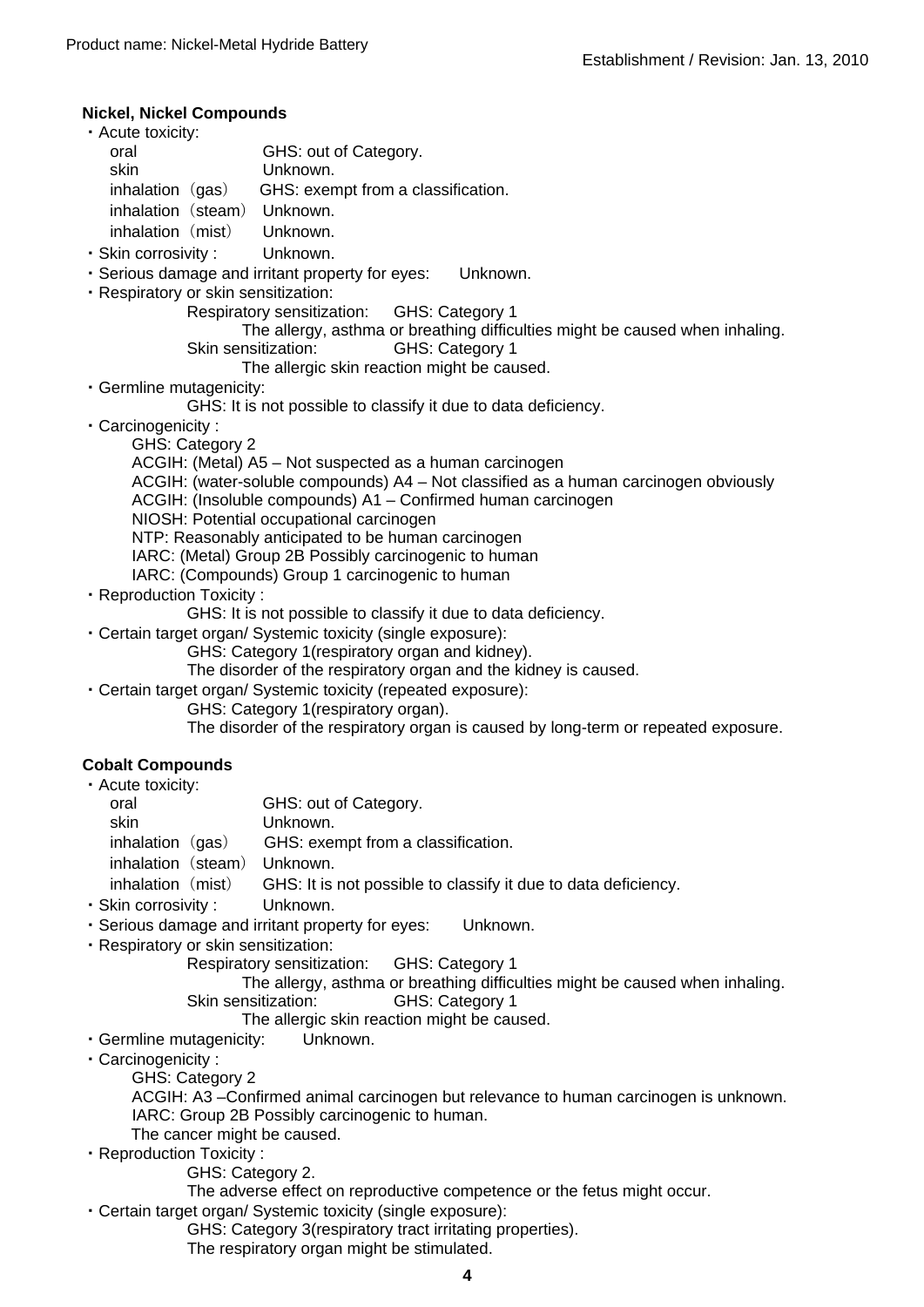**Nickel, Nickel Compounds**

- Acute toxicity:
  - oral GHS: out of Category.
  - skin Unknown.
  - inhalation（gas） GHS: exempt from a classification.
  - inhalation（steam） Unknown.
  - inhalation（mist） Unknown.
- Skin corrosivity : Unknown.
- Serious damage and irritant property for eyes: Unknown.
- Respiratory or skin sensitization:
  - Respiratory sensitization: GHS: Category 1
    - The allergy, asthma or breathing difficulties might be caused when inhaling.
  - Skin sensitization: GHS: Category 1
    - The allergic skin reaction might be caused.
- Germline mutagenicity:
  - GHS: It is not possible to classify it due to data deficiency.
- Carcinogenicity :
  - GHS: Category 2
  - ACGIH: (Metal) A5 – Not suspected as a human carcinogen
  - ACGIH: (water-soluble compounds) A4 – Not classified as a human carcinogen obviously
  - ACGIH: (Insoluble compounds) A1 – Confirmed human carcinogen
  - NIOSH: Potential occupational carcinogen
  - NTP: Reasonably anticipated to be human carcinogen
  - IARC: (Metal) Group 2B Possibly carcinogenic to human
  - IARC: (Compounds) Group 1 carcinogenic to human
- Reproduction Toxicity :
  - GHS: It is not possible to classify it due to data deficiency.
- Certain target organ/ Systemic toxicity (single exposure):
  - GHS: Category 1(respiratory organ and kidney).
  - The disorder of the respiratory organ and the kidney is caused.
- Certain target organ/ Systemic toxicity (repeated exposure):
  - GHS: Category 1(respiratory organ).
  - The disorder of the respiratory organ is caused by long-term or repeated exposure.

**Cobalt Compounds**

- Acute toxicity:
  - oral GHS: out of Category.
  - skin Unknown.
  - inhalation（gas） GHS: exempt from a classification.
  - inhalation（steam） Unknown.
  - inhalation（mist） GHS: It is not possible to classify it due to data deficiency.
- Skin corrosivity : Unknown.
- Serious damage and irritant property for eyes: Unknown.
- Respiratory or skin sensitization:
  - Respiratory sensitization: GHS: Category 1
    - The allergy, asthma or breathing difficulties might be caused when inhaling.
  - Skin sensitization: GHS: Category 1
    - The allergic skin reaction might be caused.
- Germline mutagenicity: Unknown.
- Carcinogenicity :
  - GHS: Category 2
  - ACGIH: A3 –Confirmed animal carcinogen but relevance to human carcinogen is unknown.
  - IARC: Group 2B Possibly carcinogenic to human.
  - The cancer might be caused.
- Reproduction Toxicity :
  - GHS: Category 2.
  - The adverse effect on reproductive competence or the fetus might occur.
- Certain target organ/ Systemic toxicity (single exposure):
  - GHS: Category 3(respiratory tract irritating properties).
  - The respiratory organ might be stimulated.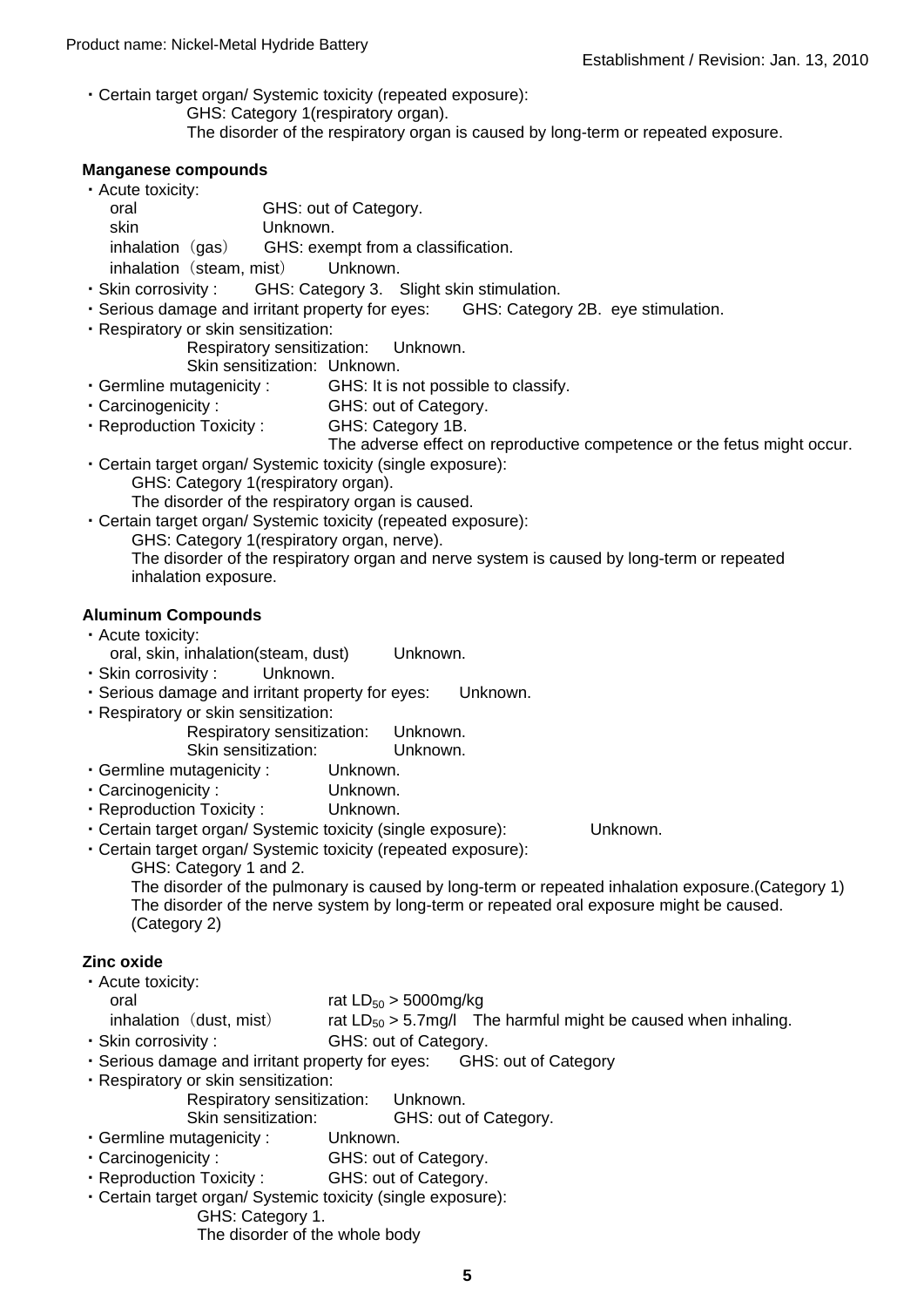・Certain target organ/ Systemic toxicity (repeated exposure):
GHS: Category 1(respiratory organ).
The disorder of the respiratory organ is caused by long-term or repeated exposure.

**Manganese compounds**

・Acute toxicity:
oral GHS: out of Category.
skin Unknown.
inhalation（gas） GHS: exempt from a classification.
inhalation（steam, mist） Unknown.

・Skin corrosivity : GHS: Category 3. Slight skin stimulation.

・Serious damage and irritant property for eyes: GHS: Category 2B. eye stimulation.

・Respiratory or skin sensitization:
Respiratory sensitization: Unknown.
Skin sensitization: Unknown.

・Germline mutagenicity : GHS: It is not possible to classify.

・Carcinogenicity : GHS: out of Category.

・Reproduction Toxicity : GHS: Category 1B.
The adverse effect on reproductive competence or the fetus might occur.

・Certain target organ/ Systemic toxicity (single exposure):
GHS: Category 1(respiratory organ).
The disorder of the respiratory organ is caused.

・Certain target organ/ Systemic toxicity (repeated exposure):
GHS: Category 1(respiratory organ, nerve).
The disorder of the respiratory organ and nerve system is caused by long-term or repeated inhalation exposure.

**Aluminum Compounds**

・Acute toxicity:
oral, skin, inhalation(steam, dust) Unknown.

・Skin corrosivity : Unknown.

・Serious damage and irritant property for eyes: Unknown.

・Respiratory or skin sensitization:
Respiratory sensitization: Unknown.
Skin sensitization: Unknown.

・Germline mutagenicity : Unknown.

・Carcinogenicity : Unknown.

・Reproduction Toxicity : Unknown.

・Certain target organ/ Systemic toxicity (single exposure): Unknown.

・Certain target organ/ Systemic toxicity (repeated exposure):
GHS: Category 1 and 2.
The disorder of the pulmonary is caused by long-term or repeated inhalation exposure.(Category 1)
The disorder of the nerve system by long-term or repeated oral exposure might be caused. (Category 2)

**Zinc oxide**

・Acute toxicity:
oral rat $LD_{50}$ > 5000mg/kg
inhalation（dust, mist） rat $LD_{50}$ > 5.7mg/l The harmful might be caused when inhaling.

・Skin corrosivity : GHS: out of Category.

・Serious damage and irritant property for eyes: GHS: out of Category

・Respiratory or skin sensitization:
Respiratory sensitization: Unknown.
Skin sensitization: GHS: out of Category.

・Germline mutagenicity : Unknown.

・Carcinogenicity : GHS: out of Category.

・Reproduction Toxicity : GHS: out of Category.

・Certain target organ/ Systemic toxicity (single exposure):
GHS: Category 1.
The disorder of the whole body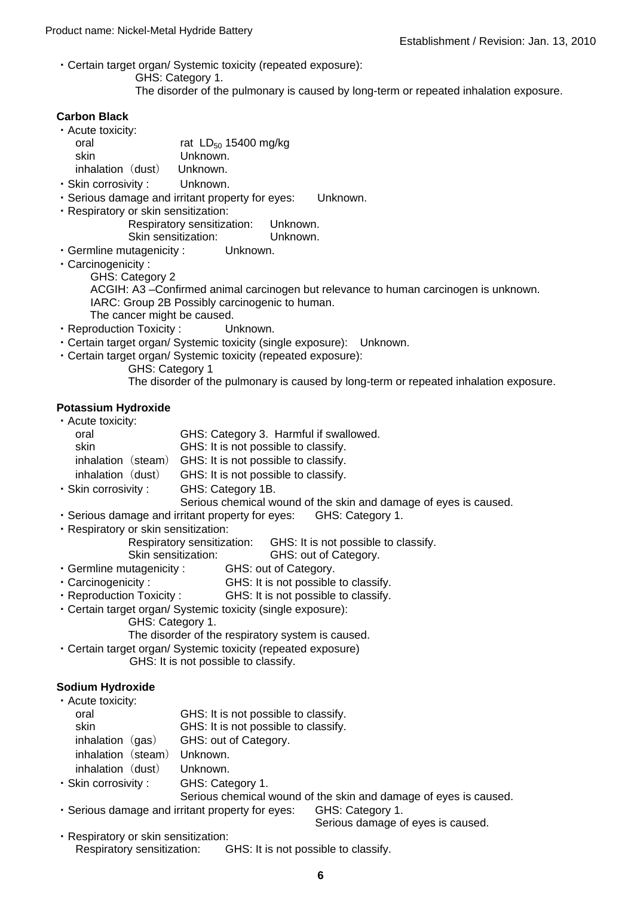・Certain target organ/ Systemic toxicity (repeated exposure):

GHS: Category 1.

The disorder of the pulmonary is caused by long-term or repeated inhalation exposure.

**Carbon Black**

・Acute toxicity:

| | |
|---|---|
| oral | rat $LD_{50}$ 15400 mg/kg |
| skin | Unknown. |
| inhalation（dust） | Unknown. |

・Skin corrosivity : Unknown.

・Serious damage and irritant property for eyes: Unknown.

・Respiratory or skin sensitization:

Respiratory sensitization: Unknown.

Skin sensitization: Unknown.

・Germline mutagenicity : Unknown.

・Carcinogenicity :

GHS: Category 2

ACGIH: A3 –Confirmed animal carcinogen but relevance to human carcinogen is unknown.

IARC: Group 2B Possibly carcinogenic to human.

The cancer might be caused.

・Reproduction Toxicity : Unknown.

・Certain target organ/ Systemic toxicity (single exposure): Unknown.

・Certain target organ/ Systemic toxicity (repeated exposure):

GHS: Category 1

The disorder of the pulmonary is caused by long-term or repeated inhalation exposure.

**Potassium Hydroxide**

・Acute toxicity:

| | |
|---|---|
| oral | GHS: Category 3. Harmful if swallowed. |
| skin | GHS: It is not possible to classify. |
| inhalation（steam） | GHS: It is not possible to classify. |
| inhalation（dust） | GHS: It is not possible to classify. |

・Skin corrosivity : GHS: Category 1B.

Serious chemical wound of the skin and damage of eyes is caused.

・Serious damage and irritant property for eyes: GHS: Category 1.

・Respiratory or skin sensitization:

Respiratory sensitization: GHS: It is not possible to classify.

Skin sensitization: GHS: out of Category.

・Germline mutagenicity : GHS: out of Category.

・Carcinogenicity : GHS: It is not possible to classify.

・Reproduction Toxicity : GHS: It is not possible to classify.

・Certain target organ/ Systemic toxicity (single exposure):

GHS: Category 1.

The disorder of the respiratory system is caused.

・Certain target organ/ Systemic toxicity (repeated exposure)

GHS: It is not possible to classify.

**Sodium Hydroxide**

・Acute toxicity:

| | |
|---|---|
| oral | GHS: It is not possible to classify. |
| skin | GHS: It is not possible to classify. |
| inhalation（gas） | GHS: out of Category. |
| inhalation（steam） | Unknown. |
| inhalation（dust） | Unknown. |

・Skin corrosivity : GHS: Category 1.

Serious chemical wound of the skin and damage of eyes is caused.

・Serious damage and irritant property for eyes: GHS: Category 1.

Serious damage of eyes is caused.

・Respiratory or skin sensitization:

Respiratory sensitization: GHS: It is not possible to classify.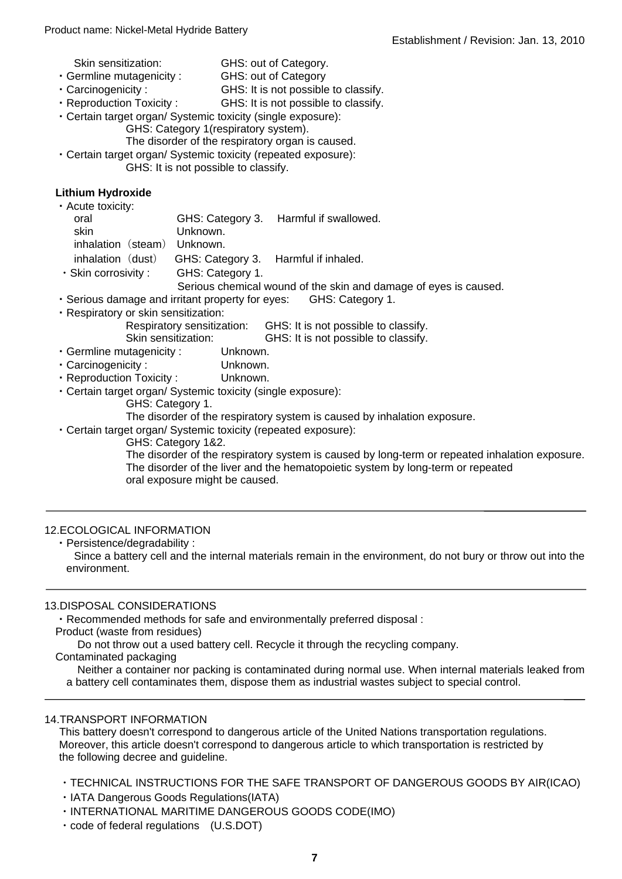Skin sensitization: GHS: out of Category.

- Germline mutagenicity : GHS: out of Category
- Carcinogenicity : GHS: It is not possible to classify.
- Reproduction Toxicity : GHS: It is not possible to classify.
- Certain target organ/ Systemic toxicity (single exposure):
  GHS: Category 1(respiratory system).
  The disorder of the respiratory organ is caused.
- Certain target organ/ Systemic toxicity (repeated exposure):
  GHS: It is not possible to classify.

**Lithium Hydroxide**

- Acute toxicity:
  - oral GHS: Category 3. Harmful if swallowed.
  - skin Unknown.
  - inhalation（steam） Unknown.
  - inhalation（dust） GHS: Category 3. Harmful if inhaled.
- Skin corrosivity : GHS: Category 1.
  Serious chemical wound of the skin and damage of eyes is caused.
- Serious damage and irritant property for eyes: GHS: Category 1.
- Respiratory or skin sensitization:
  Respiratory sensitization: GHS: It is not possible to classify.
  Skin sensitization: GHS: It is not possible to classify.
- Germline mutagenicity : Unknown.
- Carcinogenicity : Unknown.
- Reproduction Toxicity : Unknown.
- Certain target organ/ Systemic toxicity (single exposure):
  GHS: Category 1.
  The disorder of the respiratory system is caused by inhalation exposure.
- Certain target organ/ Systemic toxicity (repeated exposure):
  GHS: Category 1&2.
  The disorder of the respiratory system is caused by long-term or repeated inhalation exposure.
  The disorder of the liver and the hematopoietic system by long-term or repeated oral exposure might be caused.

---

## 12.ECOLOGICAL INFORMATION

- Persistence/degradability :
  Since a battery cell and the internal materials remain in the environment, do not bury or throw out into the environment.

---

## 13.DISPOSAL CONSIDERATIONS

- Recommended methods for safe and environmentally preferred disposal :

Product (waste from residues)

Do not throw out a used battery cell. Recycle it through the recycling company.

Contaminated packaging

Neither a container nor packing is contaminated during normal use. When internal materials leaked from a battery cell contaminates them, dispose them as industrial wastes subject to special control.

---

## 14.TRANSPORT INFORMATION

This battery doesn't correspond to dangerous article of the United Nations transportation regulations. Moreover, this article doesn't correspond to dangerous article to which transportation is restricted by the following decree and guideline.

- TECHNICAL INSTRUCTIONS FOR THE SAFE TRANSPORT OF DANGEROUS GOODS BY AIR(ICAO)
- IATA Dangerous Goods Regulations(IATA)
- INTERNATIONAL MARITIME DANGEROUS GOODS CODE(IMO)
- code of federal regulations (U.S.DOT)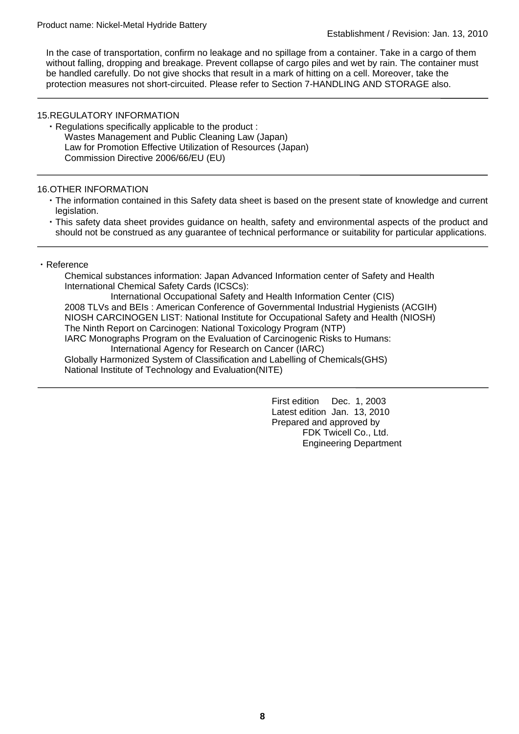In the case of transportation, confirm no leakage and no spillage from a container. Take in a cargo of them without falling, dropping and breakage. Prevent collapse of cargo piles and wet by rain. The container must be handled carefully. Do not give shocks that result in a mark of hitting on a cell. Moreover, take the protection measures not short-circuited. Please refer to Section 7-HANDLING AND STORAGE also.

---

## 15.REGULATORY INFORMATION

・Regulations specifically applicable to the product :
Wastes Management and Public Cleaning Law (Japan)
Law for Promotion Effective Utilization of Resources (Japan)
Commission Directive 2006/66/EU (EU)

---

## 16.OTHER INFORMATION

・The information contained in this Safety data sheet is based on the present state of knowledge and current legislation.

・This safety data sheet provides guidance on health, safety and environmental aspects of the product and should not be construed as any guarantee of technical performance or suitability for particular applications.

---

・Reference

Chemical substances information: Japan Advanced Information center of Safety and Health
International Chemical Safety Cards (ICSCs):
International Occupational Safety and Health Information Center (CIS)
2008 TLVs and BEIs : American Conference of Governmental Industrial Hygienists (ACGIH)
NIOSH CARCINOGEN LIST: National Institute for Occupational Safety and Health (NIOSH)
The Ninth Report on Carcinogen: National Toxicology Program (NTP)
IARC Monographs Program on the Evaluation of Carcinogenic Risks to Humans:
International Agency for Research on Cancer (IARC)
Globally Harmonized System of Classification and Labelling of Chemicals(GHS)
National Institute of Technology and Evaluation(NITE)

---

First edition Dec. 1, 2003
Latest edition Jan. 13, 2010
Prepared and approved by
FDK Twicell Co., Ltd.
Engineering Department